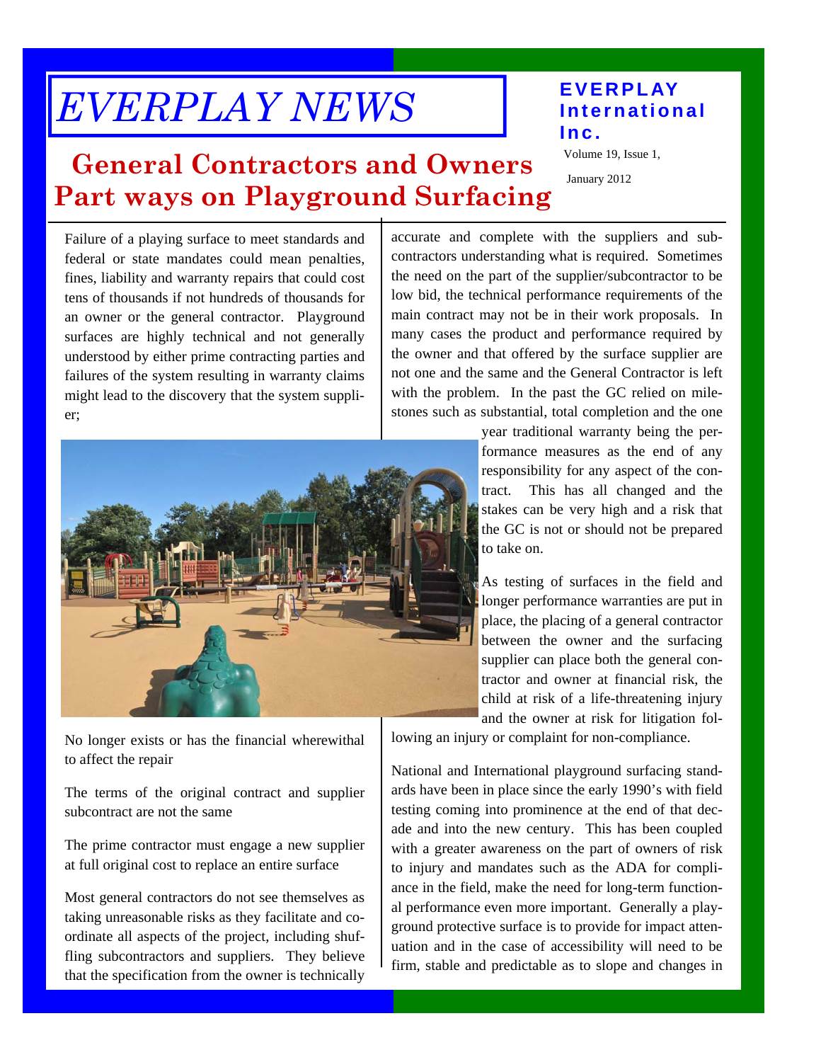# EVERPLAY NEWS

**EVERPLAY International Inc.**

Volume 19, Issue 1,

January 2012

## General Contractors and Owners Part ways on Playground Surfacing

Failure of a playing surface to meet standards and federal or state mandates could mean penalties, fines, liability and warranty repairs that could cost tens of thousands if not hundreds of thousands for an owner or the general contractor. Playground surfaces are highly technical and not generally understood by either prime contracting parties and failures of the system resulting in warranty claims might lead to the discovery that the system supplier;

No longer exists or has the financial wherewithal to affect the repair

The terms of the original contract and supplier subcontract are not the same

The prime contractor must engage a new supplier at full original cost to replace an entire surface

Most general contractors do not see themselves as taking unreasonable risks as they facilitate and coordinate all aspects of the project, including shuffling subcontractors and suppliers. They believe that the specification from the owner is technically accurate and complete with the suppliers and subcontractors understanding what is required. Sometimes the need on the part of the supplier/subcontractor to be low bid, the technical performance requirements of the main contract may not be in their work proposals. In many cases the product and performance required by the owner and that offered by the surface supplier are not one and the same and the General Contractor is left with the problem. In the past the GC relied on milestones such as substantial, total completion and the one year traditional warranty being the performance measures as the end of any responsibility for any aspect of the contract. This has all changed and the stakes can be very high and a risk that the GC is not or should not be prepared to take on.

As testing of surfaces in the field and longer performance warranties are put in place, the placing of a general contractor between the owner and the surfacing supplier can place both the general contractor and owner at financial risk, the child at risk of a life-threatening injury and the owner at risk for litigation following an injury or complaint for non-compliance.

National and International playground surfacing standards have been in place since the early 1990's with field testing coming into prominence at the end of that decade and into the new century. This has been coupled with a greater awareness on the part of owners of risk to injury and mandates such as the ADA for compliance in the field, make the need for long-term functional performance even more important. Generally a playground protective surface is to provide for impact attenuation and in the case of accessibility will need to be firm, stable and predictable as to slope and changes in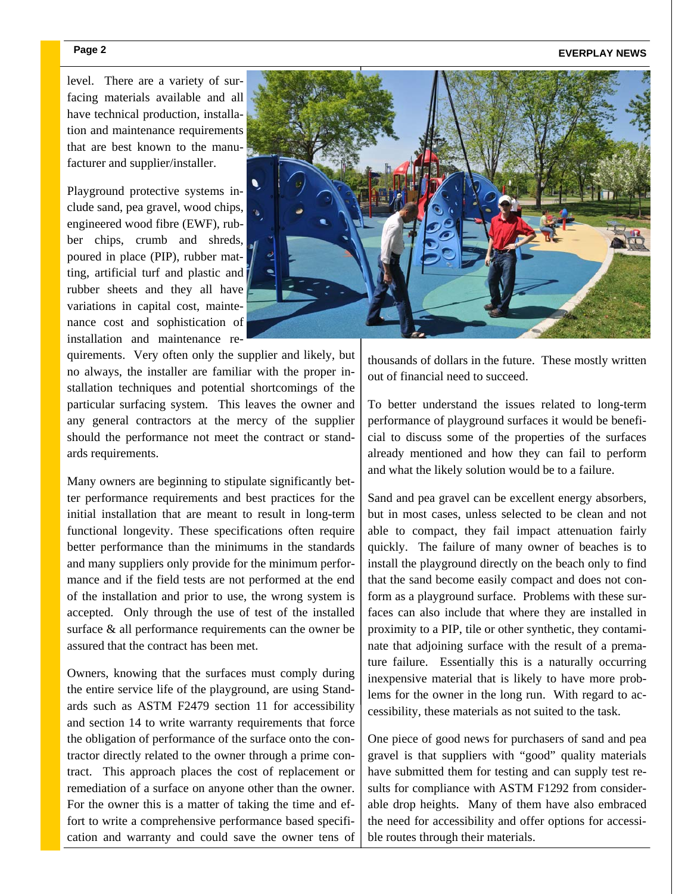level. There are a variety of surfacing materials available and all have technical production, installation and maintenance requirements that are best known to the manufacturer and supplier/installer.

Playground protective systems include sand, pea gravel, wood chips, engineered wood fibre (EWF), rubber chips, crumb and shreds, poured in place (PIP), rubber matting, artificial turf and plastic and rubber sheets and they all have variations in capital cost, maintenance cost and sophistication of installation and maintenance requirements. Very often only the supplier and likely, but no always, the installer are familiar with the proper installation techniques and potential shortcomings of the particular surfacing system. This leaves the owner and any general contractors at the mercy of the supplier should the performance not meet the contract or standards requirements.

Many owners are beginning to stipulate significantly better performance requirements and best practices for the initial installation that are meant to result in long-term functional longevity. These specifications often require better performance than the minimums in the standards and many suppliers only provide for the minimum performance and if the field tests are not performed at the end of the installation and prior to use, the wrong system is accepted. Only through the use of test of the installed surface & all performance requirements can the owner be assured that the contract has been met.

Owners, knowing that the surfaces must comply during the entire service life of the playground, are using Standards such as ASTM F2479 section 11 for accessibility and section 14 to write warranty requirements that force the obligation of performance of the surface onto the contractor directly related to the owner through a prime contract. This approach places the cost of replacement or remediation of a surface on anyone other than the owner. For the owner this is a matter of taking the time and effort to write a comprehensive performance based specification and warranty and could save the owner tens of thousands of dollars in the future. These mostly written out of financial need to succeed.

To better understand the issues related to long-term performance of playground surfaces it would be beneficial to discuss some of the properties of the surfaces already mentioned and how they can fail to perform and what the likely solution would be to a failure.

Sand and pea gravel can be excellent energy absorbers, but in most cases, unless selected to be clean and not able to compact, they fail impact attenuation fairly quickly. The failure of many owner of beaches is to install the playground directly on the beach only to find that the sand become easily compact and does not conform as a playground surface. Problems with these surfaces can also include that where they are installed in proximity to a PIP, tile or other synthetic, they contaminate that adjoining surface with the result of a premature failure. Essentially this is a naturally occurring inexpensive material that is likely to have more problems for the owner in the long run. With regard to accessibility, these materials as not suited to the task.

One piece of good news for purchasers of sand and pea gravel is that suppliers with "good" quality materials have submitted them for testing and can supply test results for compliance with ASTM F1292 from considerable drop heights. Many of them have also embraced the need for accessibility and offer options for accessible routes through their materials.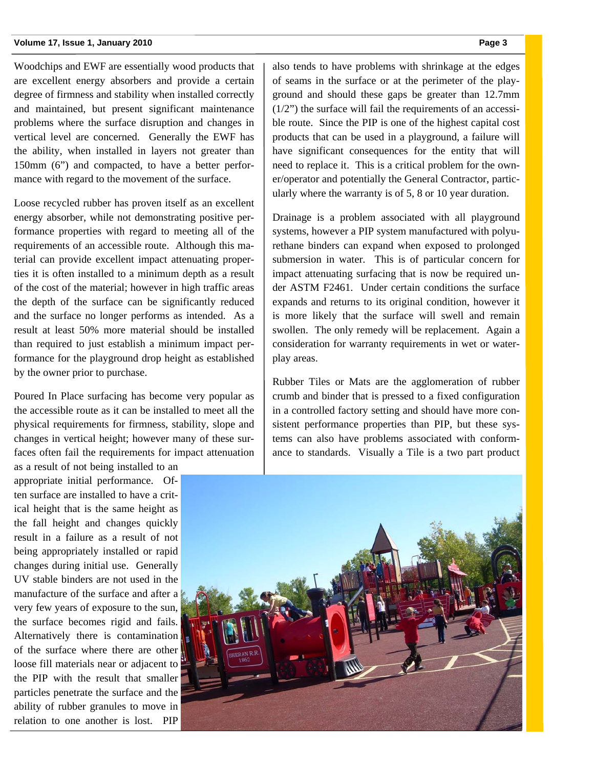Woodchips and EWF are essentially wood products that are excellent energy absorbers and provide a certain degree of firmness and stability when installed correctly and maintained, but present significant maintenance problems where the surface disruption and changes in vertical level are concerned. Generally the EWF has the ability, when installed in layers not greater than 150mm (6") and compacted, to have a better performance with regard to the movement of the surface.

Loose recycled rubber has proven itself as an excellent energy absorber, while not demonstrating positive performance properties with regard to meeting all of the requirements of an accessible route. Although this material can provide excellent impact attenuating properties it is often installed to a minimum depth as a result of the cost of the material; however in high traffic areas the depth of the surface can be significantly reduced and the surface no longer performs as intended. As a result at least 50% more material should be installed than required to just establish a minimum impact performance for the playground drop height as established by the owner prior to purchase.

Poured In Place surfacing has become very popular as the accessible route as it can be installed to meet all the physical requirements for firmness, stability, slope and changes in vertical height; however many of these surfaces often fail the requirements for impact attenuation as a result of not being installed to an appropriate initial performance. Often surface are installed to have a critical height that is the same height as the fall height and changes quickly result in a failure as a result of not being appropriately installed or rapid changes during initial use. Generally UV stable binders are not used in the manufacture of the surface and after a very few years of exposure to the sun, the surface becomes rigid and fails. Alternatively there is contamination of the surface where there are other loose fill materials near or adjacent to the PIP with the result that smaller particles penetrate the surface and the ability of rubber granules to move in relation to one another is lost. PIP also tends to have problems with shrinkage at the edges of seams in the surface or at the perimeter of the playground and should these gaps be greater than 12.7mm (1/2") the surface will fail the requirements of an accessible route. Since the PIP is one of the highest capital cost products that can be used in a playground, a failure will have significant consequences for the entity that will need to replace it. This is a critical problem for the owner/operator and potentially the General Contractor, particularly where the warranty is of 5, 8 or 10 year duration.

Drainage is a problem associated with all playground systems, however a PIP system manufactured with polyurethane binders can expand when exposed to prolonged submersion in water. This is of particular concern for impact attenuating surfacing that is now be required under ASTM F2461. Under certain conditions the surface expands and returns to its original condition, however it is more likely that the surface will swell and remain swollen. The only remedy will be replacement. Again a consideration for warranty requirements in wet or waterplay areas.

Rubber Tiles or Mats are the agglomeration of rubber crumb and binder that is pressed to a fixed configuration in a controlled factory setting and should have more consistent performance properties than PIP, but these systems can also have problems associated with conformance to standards. Visually a Tile is a two part product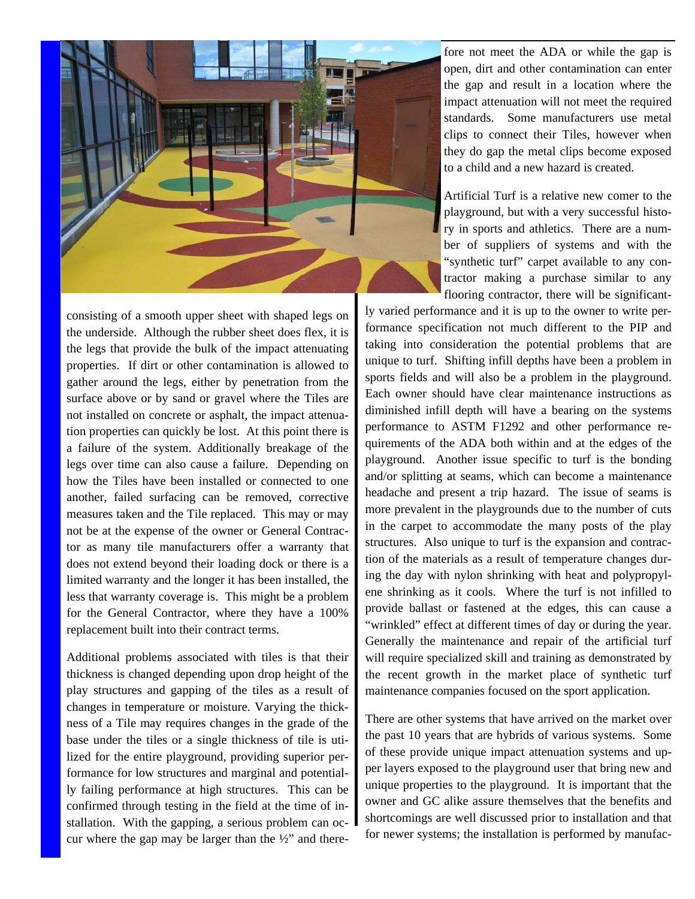consisting of a smooth upper sheet with shaped legs on the underside. Although the rubber sheet does flex, it is the legs that provide the bulk of the impact attenuating properties. If dirt or other contamination is allowed to gather around the legs, either by penetration from the surface above or by sand or gravel where the Tiles are not installed on concrete or asphalt, the impact attenuation properties can quickly be lost. At this point there is a failure of the system. Additionally breakage of the legs over time can also cause a failure. Depending on how the Tiles have been installed or connected to one another, failed surfacing can be removed, corrective measures taken and the Tile replaced. This may or may not be at the expense of the owner or General Contractor as many tile manufacturers offer a warranty that does not extend beyond their loading dock or there is a limited warranty and the longer it has been installed, the less that warranty coverage is. This might be a problem for the General Contractor, where they have a 100% replacement built into their contract terms.

Additional problems associated with tiles is that their thickness is changed depending upon drop height of the play structures and gapping of the tiles as a result of changes in temperature or moisture. Varying the thickness of a Tile may requires changes in the grade of the base under the tiles or a single thickness of tile is utilized for the entire playground, providing superior performance for low structures and marginal and potentially failing performance at high structures. This can be confirmed through testing in the field at the time of installation. With the gapping, a serious problem can occur where the gap may be larger than the ½" and therefore not meet the ADA or while the gap is open, dirt and other contamination can enter the gap and result in a location where the impact attenuation will not meet the required standards. Some manufacturers use metal clips to connect their Tiles, however when they do gap the metal clips become exposed to a child and a new hazard is created.

Artificial Turf is a relative new comer to the playground, but with a very successful history in sports and athletics. There are a number of suppliers of systems and with the "synthetic turf" carpet available to any contractor making a purchase similar to any flooring contractor, there will be significantly varied performance and it is up to the owner to write performance specification not much different to the PIP and taking into consideration the potential problems that are unique to turf. Shifting infill depths have been a problem in sports fields and will also be a problem in the playground. Each owner should have clear maintenance instructions as diminished infill depth will have a bearing on the systems performance to ASTM F1292 and other performance requirements of the ADA both within and at the edges of the playground. Another issue specific to turf is the bonding and/or splitting at seams, which can become a maintenance headache and present a trip hazard. The issue of seams is more prevalent in the playgrounds due to the number of cuts in the carpet to accommodate the many posts of the play structures. Also unique to turf is the expansion and contraction of the materials as a result of temperature changes during the day with nylon shrinking with heat and polypropylene shrinking as it cools. Where the turf is not infilled to provide ballast or fastened at the edges, this can cause a "wrinkled" effect at different times of day or during the year. Generally the maintenance and repair of the artificial turf will require specialized skill and training as demonstrated by the recent growth in the market place of synthetic turf maintenance companies focused on the sport application.

There are other systems that have arrived on the market over the past 10 years that are hybrids of various systems. Some of these provide unique impact attenuation systems and upper layers exposed to the playground user that bring new and unique properties to the playground. It is important that the owner and GC alike assure themselves that the benefits and shortcomings are well discussed prior to installation and that for newer systems; the installation is performed by manufac-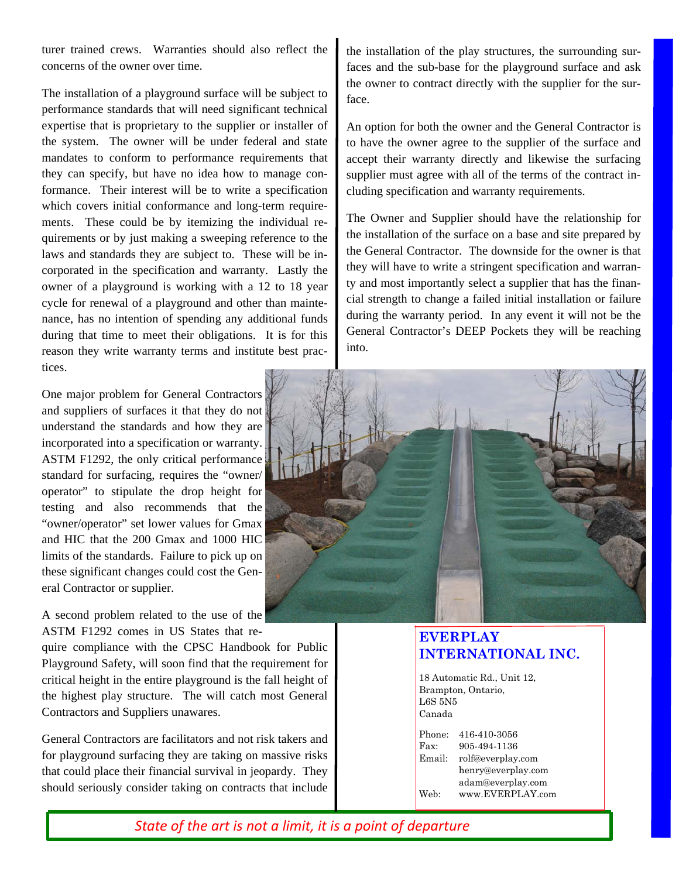turer trained crews. Warranties should also reflect the concerns of the owner over time.

The installation of a playground surface will be subject to performance standards that will need significant technical expertise that is proprietary to the supplier or installer of the system. The owner will be under federal and state mandates to conform to performance requirements that they can specify, but have no idea how to manage conformance. Their interest will be to write a specification which covers initial conformance and long-term requirements. These could be by itemizing the individual requirements or by just making a sweeping reference to the laws and standards they are subject to. These will be incorporated in the specification and warranty. Lastly the owner of a playground is working with a 12 to 18 year cycle for renewal of a playground and other than maintenance, has no intention of spending any additional funds during that time to meet their obligations. It is for this reason they write warranty terms and institute best practices.

One major problem for General Contractors and suppliers of surfaces it that they do not understand the standards and how they are incorporated into a specification or warranty. ASTM F1292, the only critical performance standard for surfacing, requires the "owner/operator" to stipulate the drop height for testing and also recommends that the "owner/operator" set lower values for Gmax and HIC that the 200 Gmax and 1000 HIC limits of the standards. Failure to pick up on these significant changes could cost the General Contractor or supplier.

A second problem related to the use of the ASTM F1292 comes in US States that require compliance with the CPSC Handbook for Public Playground Safety, will soon find that the requirement for critical height in the entire playground is the fall height of the highest play structure. The will catch most General Contractors and Suppliers unawares.

General Contractors are facilitators and not risk takers and for playground surfacing they are taking on massive risks that could place their financial survival in jeopardy. They should seriously consider taking on contracts that include the installation of the play structures, the surrounding surfaces and the sub-base for the playground surface and ask the owner to contract directly with the supplier for the surface.

An option for both the owner and the General Contractor is to have the owner agree to the supplier of the surface and accept their warranty directly and likewise the surfacing supplier must agree with all of the terms of the contract including specification and warranty requirements.

The Owner and Supplier should have the relationship for the installation of the surface on a base and site prepared by the General Contractor. The downside for the owner is that they will have to write a stringent specification and warranty and most importantly select a supplier that has the financial strength to change a failed initial installation or failure during the warranty period. In any event it will not be the General Contractor's DEEP Pockets they will be reaching into.

**EVERPLAY INTERNATIONAL INC.**

18 Automatic Rd., Unit 12,
Brampton, Ontario,
L6S 5N5
Canada

Phone: 416-410-3056
Fax: 905-494-1136
Email: rolf@everplay.com
henry@everplay.com
adam@everplay.com
Web: www.EVERPLAY.com

*State of the art is not a limit, it is a point of departure*